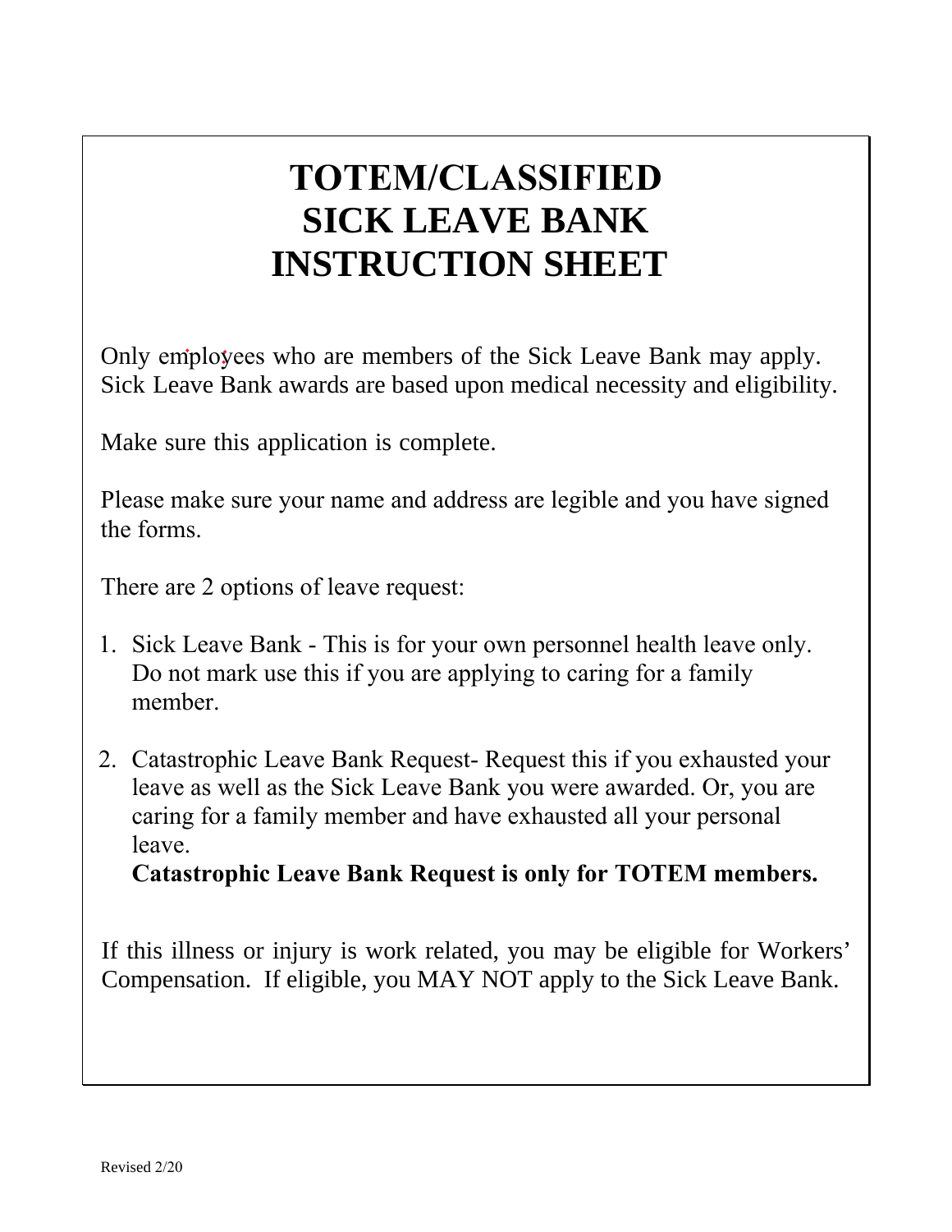# TOTEM/CLASSIFIED SICK LEAVE BANK INSTRUCTION SHEET

Only employees who are members of the Sick Leave Bank may apply. Sick Leave Bank awards are based upon medical necessity and eligibility.

Make sure this application is complete.

Please make sure your name and address are legible and you have signed the forms.

There are 2 options of leave request:

1. Sick Leave Bank - This is for your own personnel health leave only. Do not mark use this if you are applying to caring for a family member.

2. Catastrophic Leave Bank Request- Request this if you exhausted your leave as well as the Sick Leave Bank you were awarded. Or, you are caring for a family member and have exhausted all your personal leave.
   **Catastrophic Leave Bank Request is only for TOTEM members.**

If this illness or injury is work related, you may be eligible for Workers' Compensation. If eligible, you MAY NOT apply to the Sick Leave Bank.

Revised 2/20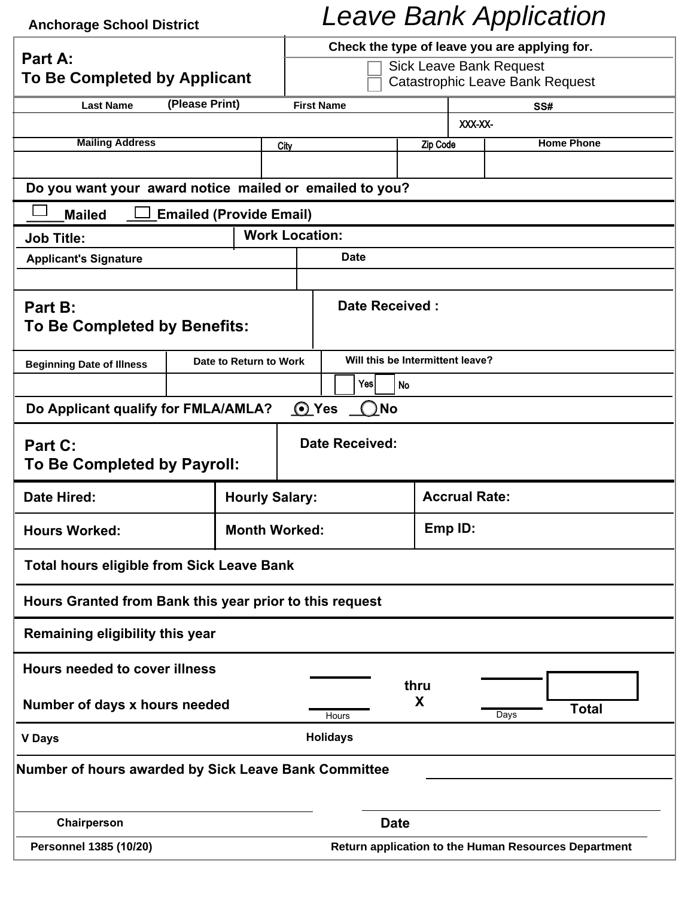Anchorage School District

# Leave Bank Application

| **Part A: To Be Completed by Applicant** | Check the type of leave you are applying for.<br>☐ Sick Leave Bank Request<br>☐ Catastrophic Leave Bank Request |
|---|---|

| Last Name (Please Print) | First Name | SS# |
|---|---|---|
| | | XXX-XX- |

| Mailing Address | City | Zip Code | Home Phone |
|---|---|---|---|
| | | | |

**Do you want your award notice mailed or emailed to you?**

☐ _____Mailed ☐ ____Emailed (Provide Email)

| Job Title: | Work Location: |
|---|---|

| Applicant's Signature | Date |
|---|---|
| | |

| **Part B: To Be Completed by Benefits:** | Date Received : |
|---|---|

| Beginning Date of Illness | Date to Return to Work | Will this be Intermittent leave? |
|---|---|---|
| | | ☐ Yes ☐ No |

**Do Applicant qualify for FMLA/AMLA?** ◉ Yes ○ No

| **Part C: To Be Completed by Payroll:** | Date Received: |
|---|---|

| | | |
|---|---|---|
| Date Hired: | Hourly Salary: | Accrual Rate: |
| Hours Worked: | Month Worked: | Emp ID: |

**Total hours eligible from Sick Leave Bank**

**Hours Granted from Bank this year prior to this request**

**Remaining eligibility this year**

**Hours needed to cover illness** __________ thru __________

**Number of days x hours needed** __________ Hours X __________ Days **Total** ☐

| V Days | Holidays |
|---|---|

**Number of hours awarded by Sick Leave Bank Committee** __________

__________________________ __________________________

Chairperson Date

Personnel 1385 (10/20)

Return application to the Human Resources Department